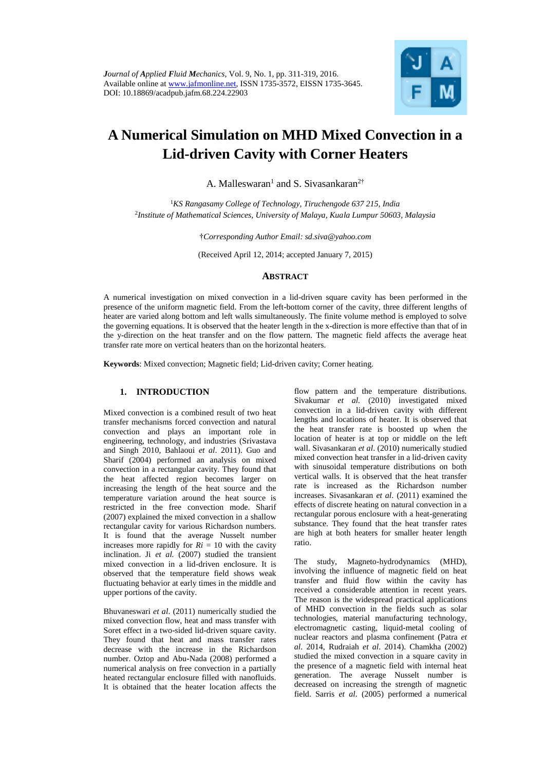# A Numerical Simulation on MHD Mixed Convection in a Lid-driven Cavity with Corner Heaters

A. Malleswaran[1] and S. Sivasankaran[2†]

[1]*KS Rangasamy College of Technology, Tiruchengode 637 215, India*
[2]*Institute of Mathematical Sciences, University of Malaya, Kuala Lumpur 50603, Malaysia*

†*Corresponding Author Email: sd.siva@yahoo.com*

(Received April 12, 2014; accepted January 7, 2015)

## ABSTRACT

A numerical investigation on mixed convection in a lid-driven square cavity has been performed in the presence of the uniform magnetic field. From the left-bottom corner of the cavity, three different lengths of heater are varied along bottom and left walls simultaneously. The finite volume method is employed to solve the governing equations. It is observed that the heater length in the x-direction is more effective than that of in the y-direction on the heat transfer and on the flow pattern. The magnetic field affects the average heat transfer rate more on vertical heaters than on the horizontal heaters.

**Keywords**: Mixed convection; Magnetic field; Lid-driven cavity; Corner heating.

## 1. INTRODUCTION

Mixed convection is a combined result of two heat transfer mechanisms forced convection and natural convection and plays an important role in engineering, technology, and industries (Srivastava and Singh 2010, Bahlaoui *et al*. 2011). Guo and Sharif (2004) performed an analysis on mixed convection in a rectangular cavity. They found that the heat affected region becomes larger on increasing the length of the heat source and the temperature variation around the heat source is restricted in the free convection mode. Sharif (2007) explained the mixed convection in a shallow rectangular cavity for various Richardson numbers. It is found that the average Nusselt number increases more rapidly for $Ri$ = 10 with the cavity inclination. Ji *et al.* (2007) studied the transient mixed convection in a lid-driven enclosure. It is observed that the temperature field shows weak fluctuating behavior at early times in the middle and upper portions of the cavity.

Bhuvaneswari *et al*. (2011) numerically studied the mixed convection flow, heat and mass transfer with Soret effect in a two-sided lid-driven square cavity. They found that heat and mass transfer rates decrease with the increase in the Richardson number. Oztop and Abu-Nada (2008) performed a numerical analysis on free convection in a partially heated rectangular enclosure filled with nanofluids. It is obtained that the heater location affects the flow pattern and the temperature distributions. Sivakumar *et al.* (2010) investigated mixed convection in a lid-driven cavity with different lengths and locations of heater. It is observed that the heat transfer rate is boosted up when the location of heater is at top or middle on the left wall. Sivasankaran *et al*. (2010) numerically studied mixed convection heat transfer in a lid-driven cavity with sinusoidal temperature distributions on both vertical walls. It is observed that the heat transfer rate is increased as the Richardson number increases. Sivasankaran *et al*. (2011) examined the effects of discrete heating on natural convection in a rectangular porous enclosure with a heat-generating substance. They found that the heat transfer rates are high at both heaters for smaller heater length ratio.

The study, Magneto-hydrodynamics (MHD), involving the influence of magnetic field on heat transfer and fluid flow within the cavity has received a considerable attention in recent years. The reason is the widespread practical applications of MHD convection in the fields such as solar technologies, material manufacturing technology, electromagnetic casting, liquid-metal cooling of nuclear reactors and plasma confinement (Patra *et al*. 2014, Rudraiah *et al*. 2014). Chamkha (2002) studied the mixed convection in a square cavity in the presence of a magnetic field with internal heat generation. The average Nusselt number is decreased on increasing the strength of magnetic field. Sarris *et al*. (2005) performed a numerical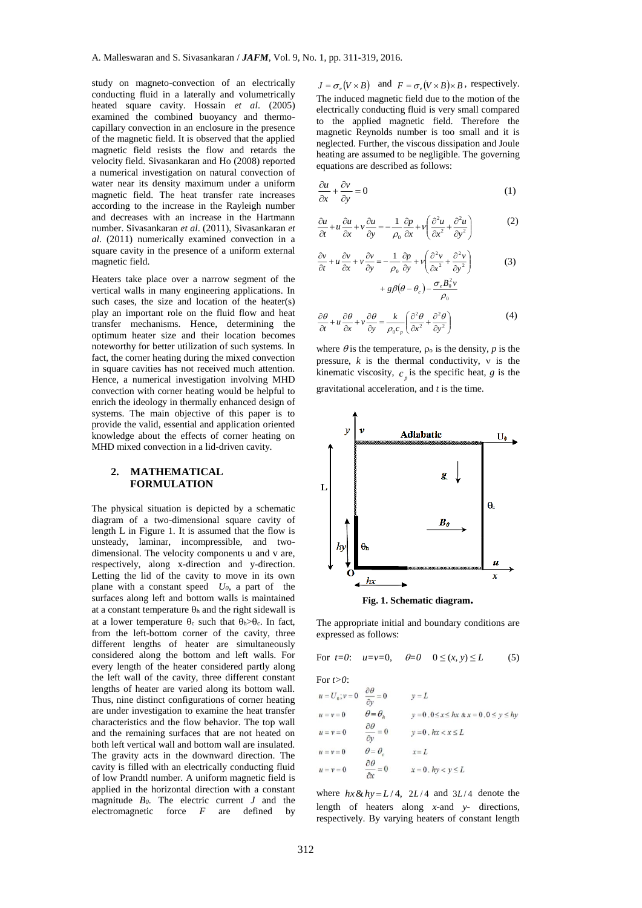study on magneto-convection of an electrically conducting fluid in a laterally and volumetrically heated square cavity. Hossain *et al*. (2005) examined the combined buoyancy and thermo-capillary convection in an enclosure in the presence of the magnetic field. It is observed that the applied magnetic field resists the flow and retards the velocity field. Sivasankaran and Ho (2008) reported a numerical investigation on natural convection of water near its density maximum under a uniform magnetic field. The heat transfer rate increases according to the increase in the Rayleigh number and decreases with an increase in the Hartmann number. Sivasankaran *et al*. (2011), Sivasankaran *et al*. (2011) numerically examined convection in a square cavity in the presence of a uniform external magnetic field.

Heaters take place over a narrow segment of the vertical walls in many engineering applications. In such cases, the size and location of the heater(s) play an important role on the fluid flow and heat transfer mechanisms. Hence, determining the optimum heater size and their location becomes noteworthy for better utilization of such systems. In fact, the corner heating during the mixed convection in square cavities has not received much attention. Hence, a numerical investigation involving MHD convection with corner heating would be helpful to enrich the ideology in thermally enhanced design of systems. The main objective of this paper is to provide the valid, essential and application oriented knowledge about the effects of corner heating on MHD mixed convection in a lid-driven cavity.

## 2. MATHEMATICAL FORMULATION

The physical situation is depicted by a schematic diagram of a two-dimensional square cavity of length L in Figure 1. It is assumed that the flow is unsteady, laminar, incompressible, and two-dimensional. The velocity components u and v are, respectively, along x-direction and y-direction. Letting the lid of the cavity to move in its own plane with a constant speed $U_0$, a part of the surfaces along left and bottom walls is maintained at a constant temperature $\theta_h$ and the right sidewall is at a lower temperature $\theta_c$ such that $\theta_h > \theta_c$. In fact, from the left-bottom corner of the cavity, three different lengths of heater are simultaneously considered along the bottom and left walls. For every length of the heater considered partly along the left wall of the cavity, three different constant lengths of heater are varied along its bottom wall. Thus, nine distinct configurations of corner heating are under investigation to examine the heat transfer characteristics and the flow behavior. The top wall and the remaining surfaces that are not heated on both left vertical wall and bottom wall are insulated. The gravity acts in the downward direction. The cavity is filled with an electrically conducting fluid of low Prandtl number. A uniform magnetic field is applied in the horizontal direction with a constant magnitude $B_0$. The electric current $J$ and the electromagnetic force $F$ are defined by $J = \sigma_e(V \times B)$ and $F = \sigma_e(V \times B) \times B$, respectively. The induced magnetic field due to the motion of the electrically conducting fluid is very small compared to the applied magnetic field. Therefore the magnetic Reynolds number is too small and it is neglected. Further, the viscous dissipation and Joule heating are assumed to be negligible. The governing equations are described as follows:

$$\frac{\partial u}{\partial x} + \frac{\partial v}{\partial y} = 0 \tag{1}$$

$$\frac{\partial u}{\partial t} + u\frac{\partial u}{\partial x} + v\frac{\partial u}{\partial y} = -\frac{1}{\rho_0}\frac{\partial p}{\partial x} + \nu\left(\frac{\partial^2 u}{\partial x^2} + \frac{\partial^2 u}{\partial y^2}\right) \tag{2}$$

$$\frac{\partial v}{\partial t} + u\frac{\partial v}{\partial x} + v\frac{\partial v}{\partial y} = -\frac{1}{\rho_0}\frac{\partial p}{\partial y} + \nu\left(\frac{\partial^2 v}{\partial x^2} + \frac{\partial^2 v}{\partial y^2}\right) + g\beta(\theta - \theta_c) - \frac{\sigma_e B_0^2 v}{\rho_0} \tag{3}$$

$$\frac{\partial \theta}{\partial t} + u\frac{\partial \theta}{\partial x} + v\frac{\partial \theta}{\partial y} = \frac{k}{\rho_0 c_p}\left(\frac{\partial^2 \theta}{\partial x^2} + \frac{\partial^2 \theta}{\partial y^2}\right) \tag{4}$$

where $\theta$ is the temperature, $\rho_0$ is the density, $p$ is the pressure, $k$ is the thermal conductivity, $\nu$ is the kinematic viscosity, $c_p$ is the specific heat, $g$ is the gravitational acceleration, and $t$ is the time.

**Fig. 1. Schematic diagram.**

The appropriate initial and boundary conditions are expressed as follows:

For $t=0$: $\quad u=v=0, \quad \theta=0 \quad 0 \le (x, y) \le L$ (5)

For $t>0$:

$u = U_0; v = 0 \quad \frac{\partial \theta}{\partial y} = 0 \quad y = L$

$u = v = 0 \quad \theta = \theta_h \quad y = 0, 0 \le x \le hx \;\&\; x = 0, 0 \le y \le hy$

$u = v = 0 \quad \frac{\partial \theta}{\partial y} = 0 \quad y = 0, hx < x \le L$

$u = v = 0 \quad \theta = \theta_c \quad x = L$

$u = v = 0 \quad \frac{\partial \theta}{\partial x} = 0 \quad x = 0, hy < y \le L$

where $hx \,\&\, hy = L/4$, $2L/4$ and $3L/4$ denote the length of heaters along *x*-and *y*- directions, respectively. By varying heaters of constant length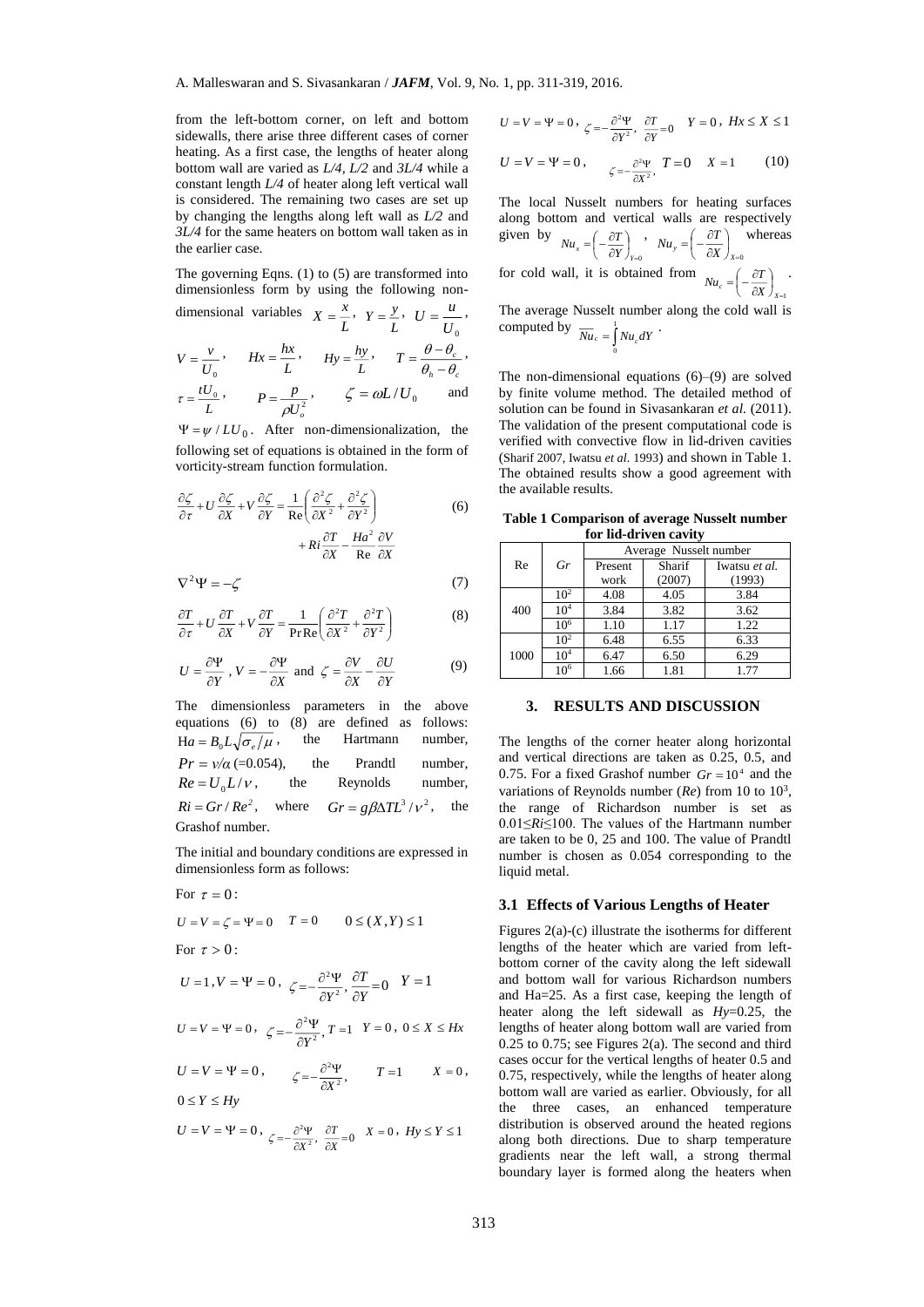from the left-bottom corner, on left and bottom sidewalls, there arise three different cases of corner heating. As a first case, the lengths of heater along bottom wall are varied as *L/4, L/2* and *3L/4* while a constant length *L/4* of heater along left vertical wall is considered. The remaining two cases are set up by changing the lengths along left wall as *L/2* and *3L/4* for the same heaters on bottom wall taken as in the earlier case.

The governing Eqns. (1) to (5) are transformed into dimensionless form by using the following non-dimensional variables $X = \frac{x}{L}$, $Y = \frac{y}{L}$, $U = \frac{u}{U_0}$, $V = \frac{v}{U_0}$, $Hx = \frac{hx}{L}$, $Hy = \frac{hy}{L}$, $T = \frac{\theta - \theta_c}{\theta_h - \theta_c}$, $\tau = \frac{tU_0}{L}$, $P = \frac{p}{\rho U_o^2}$, $\zeta = \omega L / U_0$ and $\Psi = \psi / LU_0$. After non-dimensionalization, the following set of equations is obtained in the form of vorticity-stream function formulation.

$$\frac{\partial \zeta}{\partial \tau} + U\frac{\partial \zeta}{\partial X} + V\frac{\partial \zeta}{\partial Y} = \frac{1}{\mathrm{Re}}\left(\frac{\partial^2 \zeta}{\partial X^2} + \frac{\partial^2 \zeta}{\partial Y^2}\right) + Ri\frac{\partial T}{\partial X} - \frac{Ha^2}{\mathrm{Re}}\frac{\partial V}{\partial X} \quad (6)$$

$$\nabla^2 \Psi = -\zeta \quad (7)$$

$$\frac{\partial T}{\partial \tau} + U\frac{\partial T}{\partial X} + V\frac{\partial T}{\partial Y} = \frac{1}{\mathrm{Pr}\,\mathrm{Re}}\left(\frac{\partial^2 T}{\partial X^2} + \frac{\partial^2 T}{\partial Y^2}\right) \quad (8)$$

$$U = \frac{\partial \Psi}{\partial Y},\ V = -\frac{\partial \Psi}{\partial X} \text{ and } \zeta = \frac{\partial V}{\partial X} - \frac{\partial U}{\partial Y} \quad (9)$$

The dimensionless parameters in the above equations (6) to (8) are defined as follows: $\mathrm{H}a = B_0 L\sqrt{\sigma_e/\mu}$, the Hartmann number, $Pr = \nu/\alpha$ (=0.054), the Prandtl number, $Re = U_0 L/\nu$, the Reynolds number, $Ri = Gr/Re^2$, where $Gr = g\beta\Delta T L^3/\nu^2$, the Grashof number.

The initial and boundary conditions are expressed in dimensionless form as follows:

For $\tau = 0$:

$U = V = \zeta = \Psi = 0 \quad T = 0 \qquad 0 \le (X, Y) \le 1$

For $\tau > 0$:

$U = 1, V = \Psi = 0,\ \zeta = -\frac{\partial^2 \Psi}{\partial Y^2},\ \frac{\partial T}{\partial Y} = 0 \quad Y = 1$

$U = V = \Psi = 0,\ \zeta = -\frac{\partial^2 \Psi}{\partial Y^2},\ T = 1 \quad Y = 0,\ 0 \le X \le Hx$

$U = V = \Psi = 0,\quad \zeta = -\frac{\partial^2 \Psi}{\partial X^2},\quad T = 1 \quad X = 0,\ 0 \le Y \le Hy$

$U = V = \Psi = 0,\ \zeta = -\frac{\partial^2 \Psi}{\partial X^2},\ \frac{\partial T}{\partial X} = 0 \quad X = 0,\ Hy \le Y \le 1$

$U = V = \Psi = 0,\ \zeta = -\frac{\partial^2 \Psi}{\partial Y^2},\ \frac{\partial T}{\partial Y} = 0 \quad Y = 0,\ Hx \le X \le 1$

$$U = V = \Psi = 0,\quad \zeta = -\frac{\partial^2 \Psi}{\partial X^2},\ T = 0 \quad X = 1 \qquad (10)$$

The local Nusselt numbers for heating surfaces along bottom and vertical walls are respectively given by $Nu_x = \left(-\frac{\partial T}{\partial Y}\right)_{Y=0}$, $Nu_y = \left(-\frac{\partial T}{\partial X}\right)_{X=0}$ whereas for cold wall, it is obtained from $Nu_c = \left(-\frac{\partial T}{\partial X}\right)_{X=1}$.

The average Nusselt number along the cold wall is computed by $\overline{Nu_c} = \int_0^1 Nu_c\, dY$.

The non-dimensional equations (6)–(9) are solved by finite volume method. The detailed method of solution can be found in Sivasankaran *et al.* (2011). The validation of the present computational code is verified with convective flow in lid-driven cavities (Sharif 2007, Iwatsu *et al.* 1993) and shown in Table 1. The obtained results show a good agreement with the available results.

**Table 1 Comparison of average Nusselt number for lid-driven cavity**

| Re | *Gr* | Average Nusselt number | | |
|---|---|---|---|---|
| | | Present work | Sharif (2007) | Iwatsu *et al.* (1993) |
| 400 | $10^2$ | 4.08 | 4.05 | 3.84 |
| | $10^4$ | 3.84 | 3.82 | 3.62 |
| | $10^6$ | 1.10 | 1.17 | 1.22 |
| 1000 | $10^2$ | 6.48 | 6.55 | 6.33 |
| | $10^4$ | 6.47 | 6.50 | 6.29 |
| | $10^6$ | 1.66 | 1.81 | 1.77 |

## 3. RESULTS AND DISCUSSION

The lengths of the corner heater along horizontal and vertical directions are taken as 0.25, 0.5, and 0.75. For a fixed Grashof number $Gr = 10^4$ and the variations of Reynolds number (*Re*) from 10 to $10^3$, the range of Richardson number is set as 0.01≤*Ri*≤100. The values of the Hartmann number are taken to be 0, 25 and 100. The value of Prandtl number is chosen as 0.054 corresponding to the liquid metal.

### 3.1 Effects of Various Lengths of Heater

Figures 2(a)-(c) illustrate the isotherms for different lengths of the heater which are varied from left-bottom corner of the cavity along the left sidewall and bottom wall for various Richardson numbers and Ha=25. As a first case, keeping the length of heater along the left sidewall as *Hy*=0.25, the lengths of heater along bottom wall are varied from 0.25 to 0.75; see Figures 2(a). The second and third cases occur for the vertical lengths of heater 0.5 and 0.75, respectively, while the lengths of heater along bottom wall are varied as earlier. Obviously, for all the three cases, an enhanced temperature distribution is observed around the heated regions along both directions. Due to sharp temperature gradients near the left wall, a strong thermal boundary layer is formed along the heaters when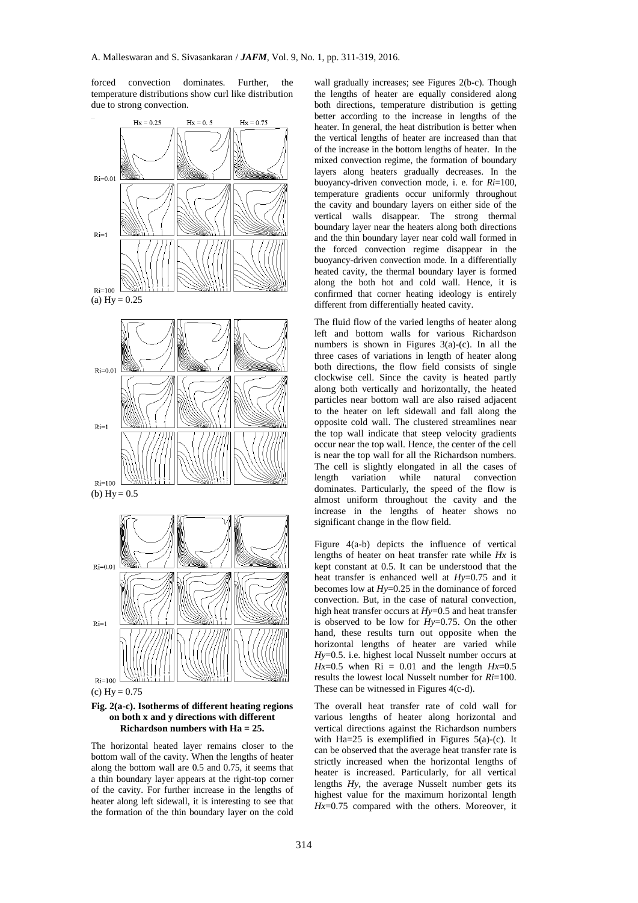forced convection dominates. Further, the temperature distributions show curl like distribution due to strong convection.

**Fig. 2(a-c). Isotherms of different heating regions on both x and y directions with different Richardson numbers with Ha = 25.**

The horizontal heated layer remains closer to the bottom wall of the cavity. When the lengths of heater along the bottom wall are 0.5 and 0.75, it seems that a thin boundary layer appears at the right-top corner of the cavity. For further increase in the lengths of heater along left sidewall, it is interesting to see that the formation of the thin boundary layer on the cold wall gradually increases; see Figures 2(b-c). Though the lengths of heater are equally considered along both directions, temperature distribution is getting better according to the increase in lengths of the heater. In general, the heat distribution is better when the vertical lengths of heater are increased than that of the increase in the bottom lengths of heater. In the mixed convection regime, the formation of boundary layers along heaters gradually decreases. In the buoyancy-driven convection mode, i. e. for $Ri$=100, temperature gradients occur uniformly throughout the cavity and boundary layers on either side of the vertical walls disappear. The strong thermal boundary layer near the heaters along both directions and the thin boundary layer near cold wall formed in the forced convection regime disappear in the buoyancy-driven convection mode. In a differentially heated cavity, the thermal boundary layer is formed along the both hot and cold wall. Hence, it is confirmed that corner heating ideology is entirely different from differentially heated cavity.

The fluid flow of the varied lengths of heater along left and bottom walls for various Richardson numbers is shown in Figures 3(a)-(c). In all the three cases of variations in length of heater along both directions, the flow field consists of single clockwise cell. Since the cavity is heated partly along both vertically and horizontally, the heated particles near bottom wall are also raised adjacent to the heater on left sidewall and fall along the opposite cold wall. The clustered streamlines near the top wall indicate that steep velocity gradients occur near the top wall. Hence, the center of the cell is near the top wall for all the Richardson numbers. The cell is slightly elongated in all the cases of length variation while natural convection dominates. Particularly, the speed of the flow is almost uniform throughout the cavity and the increase in the lengths of heater shows no significant change in the flow field.

Figure 4(a-b) depicts the influence of vertical lengths of heater on heat transfer rate while $Hx$ is kept constant at 0.5. It can be understood that the heat transfer is enhanced well at $Hy$=0.75 and it becomes low at $Hy$=0.25 in the dominance of forced convection. But, in the case of natural convection, high heat transfer occurs at $Hy$=0.5 and heat transfer is observed to be low for $Hy$=0.75. On the other hand, these results turn out opposite when the horizontal lengths of heater are varied while $Hy$=0.5. i.e. highest local Nusselt number occurs at $Hx$=0.5 when Ri = 0.01 and the length $Hx$=0.5 results the lowest local Nusselt number for $Ri$=100. These can be witnessed in Figures 4(c-d).

The overall heat transfer rate of cold wall for various lengths of heater along horizontal and vertical directions against the Richardson numbers with Ha=25 is exemplified in Figures 5(a)-(c). It can be observed that the average heat transfer rate is strictly increased when the horizontal lengths of heater is increased. Particularly, for all vertical lengths $Hy$, the average Nusselt number gets its highest value for the maximum horizontal length $Hx$=0.75 compared with the others. Moreover, it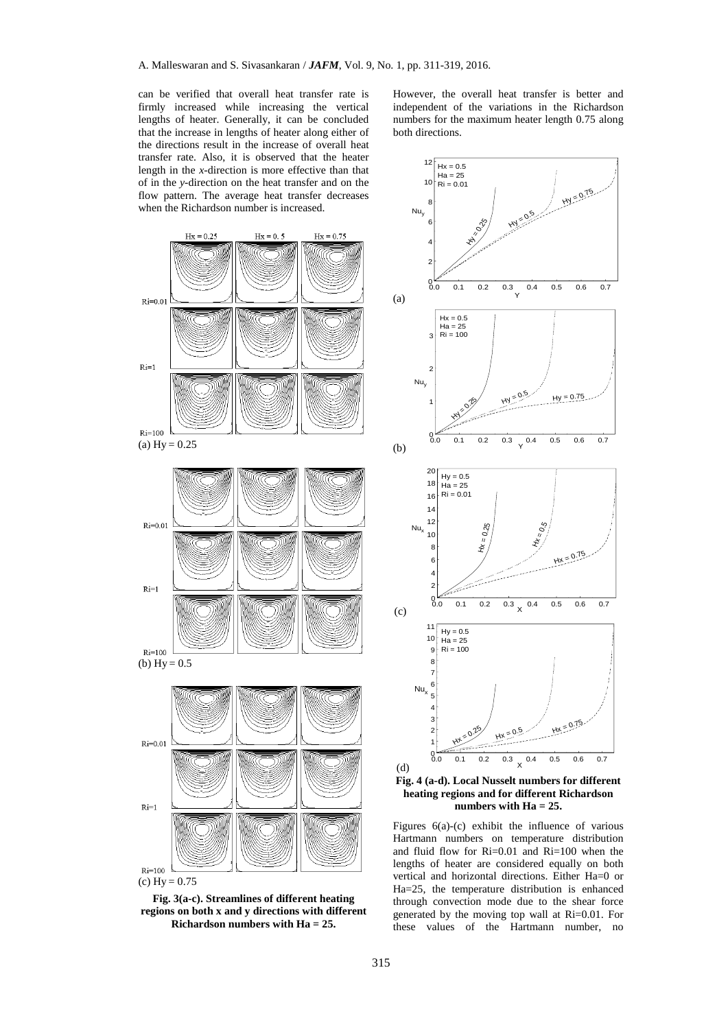can be verified that overall heat transfer rate is firmly increased while increasing the vertical lengths of heater. Generally, it can be concluded that the increase in lengths of heater along either of the directions result in the increase of overall heat transfer rate. Also, it is observed that the heater length in the *x*-direction is more effective than that of in the *y*-direction on the heat transfer and on the flow pattern. The average heat transfer decreases when the Richardson number is increased.

**Fig. 3(a-c). Streamlines of different heating regions on both x and y directions with different Richardson numbers with Ha = 25.**

However, the overall heat transfer is better and independent of the variations in the Richardson numbers for the maximum heater length 0.75 along both directions.

**Fig. 4 (a-d). Local Nusselt numbers for different heating regions and for different Richardson numbers with Ha = 25.**

Figures 6(a)-(c) exhibit the influence of various Hartmann numbers on temperature distribution and fluid flow for Ri=0.01 and Ri=100 when the lengths of heater are considered equally on both vertical and horizontal directions. Either Ha=0 or Ha=25, the temperature distribution is enhanced through convection mode due to the shear force generated by the moving top wall at Ri=0.01. For these values of the Hartmann number, no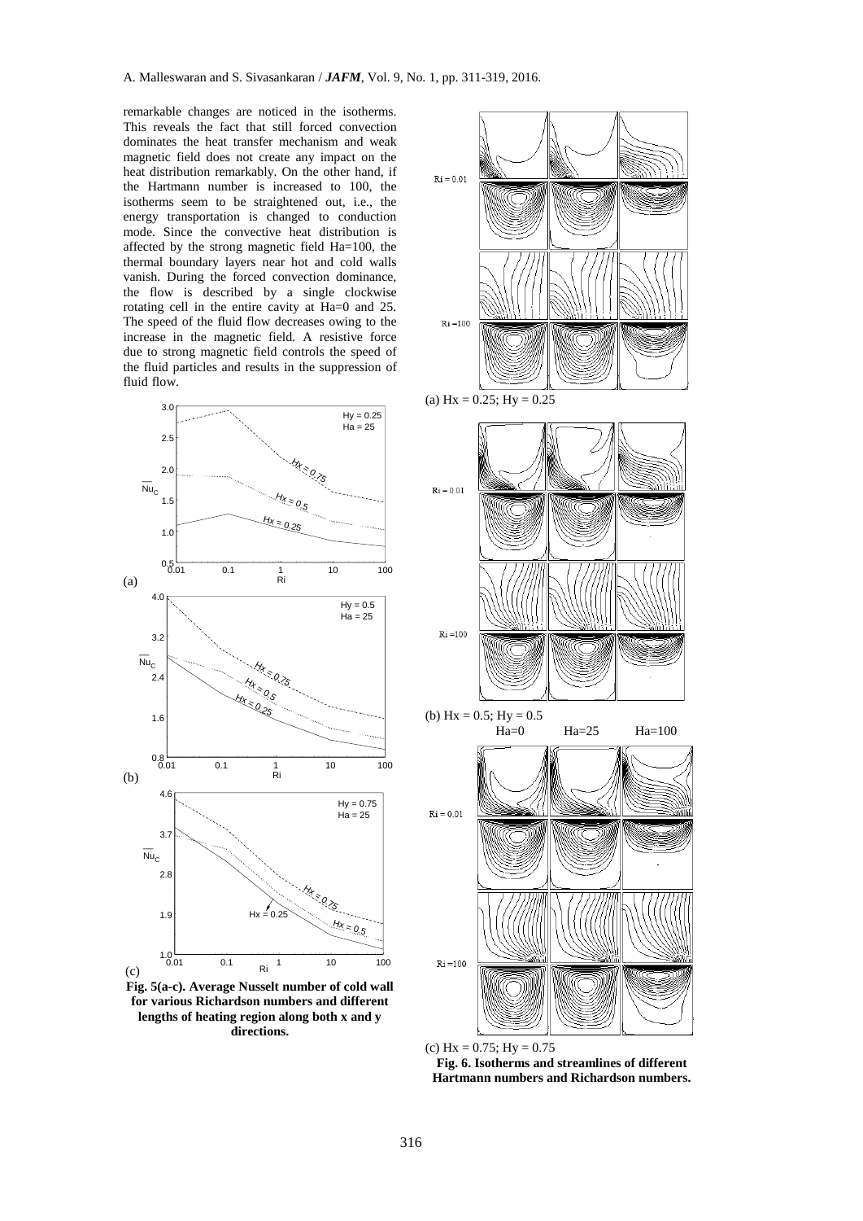remarkable changes are noticed in the isotherms. This reveals the fact that still forced convection dominates the heat transfer mechanism and weak magnetic field does not create any impact on the heat distribution remarkably. On the other hand, if the Hartmann number is increased to 100, the isotherms seem to be straightened out, i.e., the energy transportation is changed to conduction mode. Since the convective heat distribution is affected by the strong magnetic field Ha=100, the thermal boundary layers near hot and cold walls vanish. During the forced convection dominance, the flow is described by a single clockwise rotating cell in the entire cavity at Ha=0 and 25. The speed of the fluid flow decreases owing to the increase in the magnetic field. A resistive force due to strong magnetic field controls the speed of the fluid particles and results in the suppression of fluid flow.

**Fig. 5(a-c). Average Nusselt number of cold wall for various Richardson numbers and different lengths of heating region along both x and y directions.**

(a) Hx = 0.25; Hy = 0.25

(b) Hx = 0.5; Hy = 0.5

(c) Hx = 0.75; Hy = 0.75

**Fig. 6. Isotherms and streamlines of different Hartmann numbers and Richardson numbers.**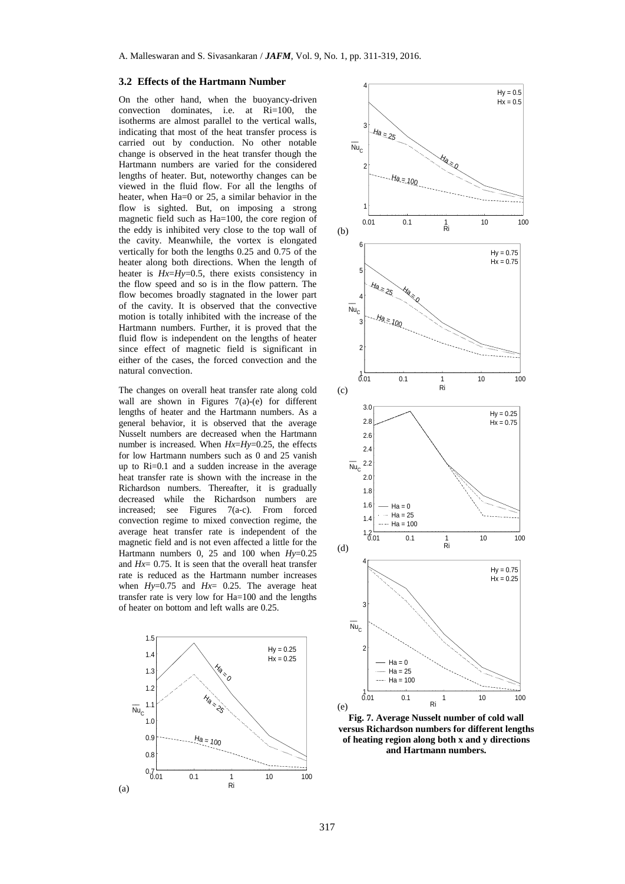### 3.2 Effects of the Hartmann Number

On the other hand, when the buoyancy-driven convection dominates, i.e. at Ri=100, the isotherms are almost parallel to the vertical walls, indicating that most of the heat transfer process is carried out by conduction. No other notable change is observed in the heat transfer though the Hartmann numbers are varied for the considered lengths of heater. But, noteworthy changes can be viewed in the fluid flow. For all the lengths of heater, when Ha=0 or 25, a similar behavior in the flow is sighted. But, on imposing a strong magnetic field such as Ha=100, the core region of the eddy is inhibited very close to the top wall of the cavity. Meanwhile, the vortex is elongated vertically for both the lengths 0.25 and 0.75 of the heater along both directions. When the length of heater is $Hx=Hy=0.5$, there exists consistency in the flow speed and so is in the flow pattern. The flow becomes broadly stagnated in the lower part of the cavity. It is observed that the convective motion is totally inhibited with the increase of the Hartmann numbers. Further, it is proved that the fluid flow is independent on the lengths of heater since effect of magnetic field is significant in either of the cases, the forced convection and the natural convection.

The changes on overall heat transfer rate along cold wall are shown in Figures 7(a)-(e) for different lengths of heater and the Hartmann numbers. As a general behavior, it is observed that the average Nusselt numbers are decreased when the Hartmann number is increased. When $Hx=Hy=0.25$, the effects for low Hartmann numbers such as 0 and 25 vanish up to Ri=0.1 and a sudden increase in the average heat transfer rate is shown with the increase in the Richardson numbers. Thereafter, it is gradually decreased while the Richardson numbers are increased; see Figures 7(a-c). From forced convection regime to mixed convection regime, the average heat transfer rate is independent of the magnetic field and is not even affected a little for the Hartmann numbers 0, 25 and 100 when $Hy=0.25$ and $Hx=0.75$. It is seen that the overall heat transfer rate is reduced as the Hartmann number increases when $Hy=0.75$ and $Hx=0.25$. The average heat transfer rate is very low for Ha=100 and the lengths of heater on bottom and left walls are 0.25.

Fig. 7. Average Nusselt number of cold wall versus Richardson numbers for different lengths of heating region along both x and y directions and Hartmann numbers.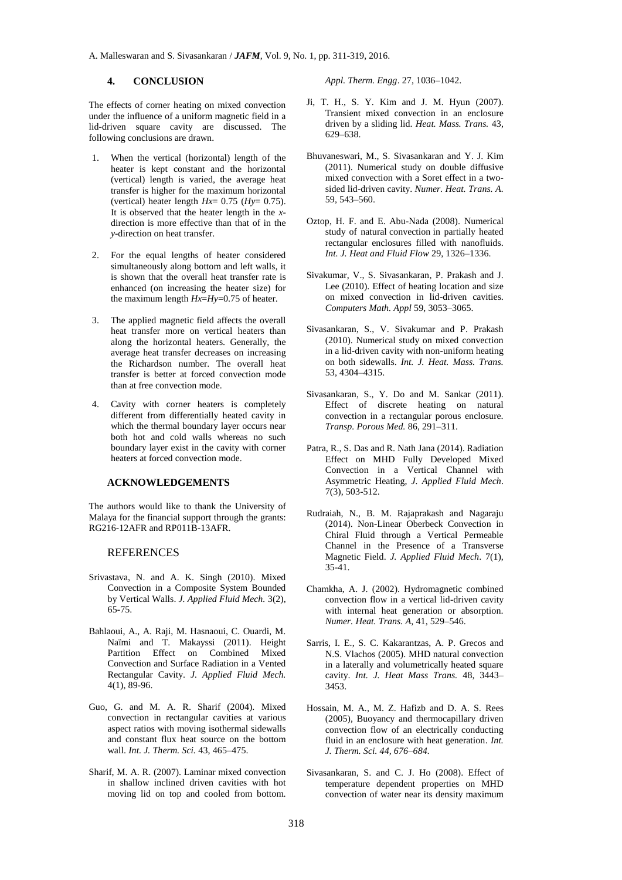## 4. CONCLUSION

The effects of corner heating on mixed convection under the influence of a uniform magnetic field in a lid-driven square cavity are discussed. The following conclusions are drawn.

1. When the vertical (horizontal) length of the heater is kept constant and the horizontal (vertical) length is varied, the average heat transfer is higher for the maximum horizontal (vertical) heater length $Hx$= 0.75 ($Hy$= 0.75). It is observed that the heater length in the $x$-direction is more effective than that of in the $y$-direction on heat transfer.
2. For the equal lengths of heater considered simultaneously along bottom and left walls, it is shown that the overall heat transfer rate is enhanced (on increasing the heater size) for the maximum length $Hx$=$Hy$=0.75 of heater.
3. The applied magnetic field affects the overall heat transfer more on vertical heaters than along the horizontal heaters. Generally, the average heat transfer decreases on increasing the Richardson number. The overall heat transfer is better at forced convection mode than at free convection mode.
4. Cavity with corner heaters is completely different from differentially heated cavity in which the thermal boundary layer occurs near both hot and cold walls whereas no such boundary layer exist in the cavity with corner heaters at forced convection mode.

### ACKNOWLEDGEMENTS

The authors would like to thank the University of Malaya for the financial support through the grants: RG216-12AFR and RP011B-13AFR.

## REFERENCES

Srivastava, N. and A. K. Singh (2010). Mixed Convection in a Composite System Bounded by Vertical Walls. *J. Applied Fluid Mech.* 3(2), 65-75.

Bahlaoui, A., A. Raji, M. Hasnaoui, C. Ouardi, M. Naïmi and T. Makayssi (2011). Height Partition Effect on Combined Mixed Convection and Surface Radiation in a Vented Rectangular Cavity. *J. Applied Fluid Mech.* 4(1), 89-96.

Guo, G. and M. A. R. Sharif (2004). Mixed convection in rectangular cavities at various aspect ratios with moving isothermal sidewalls and constant flux heat source on the bottom wall. *Int. J. Therm. Sci.* 43, 465–475.

Sharif, M. A. R. (2007). Laminar mixed convection in shallow inclined driven cavities with hot moving lid on top and cooled from bottom. *Appl. Therm. Engg*. 27, 1036–1042.

Ji, T. H., S. Y. Kim and J. M. Hyun (2007). Transient mixed convection in an enclosure driven by a sliding lid. *Heat. Mass. Trans.* 43, 629–638.

Bhuvaneswari, M., S. Sivasankaran and Y. J. Kim (2011). Numerical study on double diffusive mixed convection with a Soret effect in a two-sided lid-driven cavity. *Numer. Heat. Trans. A.* 59, 543–560.

Oztop, H. F. and E. Abu-Nada (2008). Numerical study of natural convection in partially heated rectangular enclosures filled with nanofluids. *Int. J. Heat and Fluid Flow* 29, 1326–1336.

Sivakumar, V., S. Sivasankaran, P. Prakash and J. Lee (2010). Effect of heating location and size on mixed convection in lid-driven cavities. *Computers Math. Appl* 59, 3053–3065.

Sivasankaran, S., V. Sivakumar and P. Prakash (2010). Numerical study on mixed convection in a lid-driven cavity with non-uniform heating on both sidewalls. *Int. J. Heat. Mass. Trans.* 53, 4304–4315.

Sivasankaran, S., Y. Do and M. Sankar (2011). Effect of discrete heating on natural convection in a rectangular porous enclosure. *Transp. Porous Med.* 86, 291–311.

Patra, R., S. Das and R. Nath Jana (2014). Radiation Effect on MHD Fully Developed Mixed Convection in a Vertical Channel with Asymmetric Heating, *J. Applied Fluid Mech*. 7(3), 503-512.

Rudraiah, N., B. M. Rajaprakash and Nagaraju (2014). Non-Linear Oberbeck Convection in Chiral Fluid through a Vertical Permeable Channel in the Presence of a Transverse Magnetic Field. *J. Applied Fluid Mech*. 7(1), 35-41.

Chamkha, A. J. (2002). Hydromagnetic combined convection flow in a vertical lid-driven cavity with internal heat generation or absorption. *Numer. Heat. Trans. A*, 41, 529–546.

Sarris, I. E., S. C. Kakarantzas, A. P. Grecos and N.S. Vlachos (2005). MHD natural convection in a laterally and volumetrically heated square cavity. *Int. J. Heat Mass Trans.* 48, 3443–3453.

Hossain, M. A., M. Z. Hafizb and D. A. S. Rees (2005), Buoyancy and thermocapillary driven convection flow of an electrically conducting fluid in an enclosure with heat generation. *Int. J. Therm. Sci. 44, 676–684.*

Sivasankaran, S. and C. J. Ho (2008). Effect of temperature dependent properties on MHD convection of water near its density maximum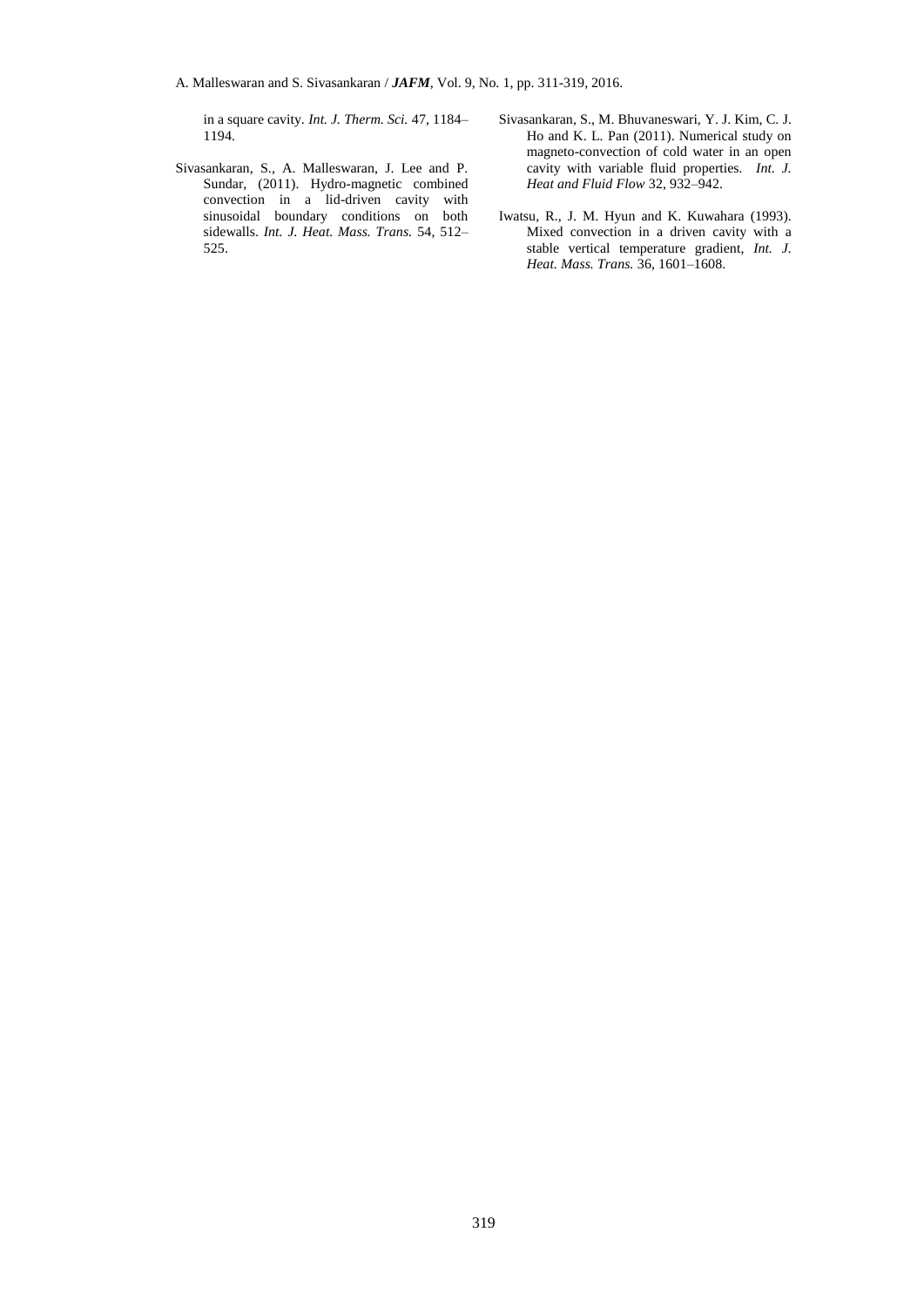in a square cavity. *Int. J. Therm. Sci.* 47, 1184–1194.

Sivasankaran, S., A. Malleswaran, J. Lee and P. Sundar, (2011). Hydro-magnetic combined convection in a lid-driven cavity with sinusoidal boundary conditions on both sidewalls. *Int. J. Heat. Mass. Trans.* 54, 512–525.

Sivasankaran, S., M. Bhuvaneswari, Y. J. Kim, C. J. Ho and K. L. Pan (2011). Numerical study on magneto-convection of cold water in an open cavity with variable fluid properties. *Int. J. Heat and Fluid Flow* 32, 932–942.

Iwatsu, R., J. M. Hyun and K. Kuwahara (1993). Mixed convection in a driven cavity with a stable vertical temperature gradient, *Int. J. Heat. Mass. Trans.* 36, 1601–1608.